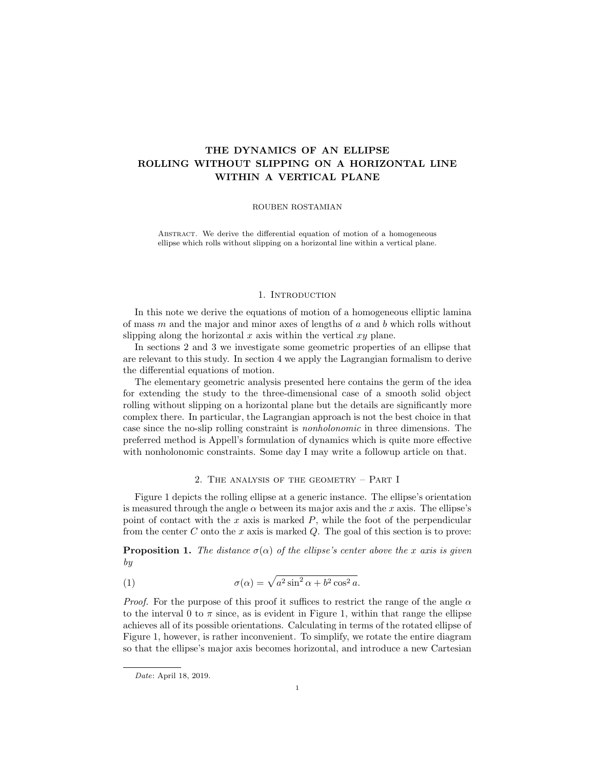# THE DYNAMICS OF AN ELLIPSE ROLLING WITHOUT SLIPPING ON A HORIZONTAL LINE WITHIN A VERTICAL PLANE

ROUBEN ROSTAMIAN

Abstract. We derive the differential equation of motion of a homogeneous ellipse which rolls without slipping on a horizontal line within a vertical plane.

## 1. Introduction

In this note we derive the equations of motion of a homogeneous elliptic lamina of mass $m$ and the major and minor axes of lengths of $a$ and $b$ which rolls without slipping along the horizontal $x$ within the vertical $xy$ plane.

In sections 2 and 3 we investigate some geometric properties of an ellipse that are relevant to this study. In section 4 we apply the Lagrangian formalism to derive the differential equations of motion.

The elementary geometric analysis presented here contains the germ of the idea for extending the study to the three-dimensional case of a smooth solid object rolling without slipping on a horizontal plane but the details are significantly more complex there. In particular, the Lagrangian approach is not the best choice in that case since the no-slip rolling constraint is *nonholonomic* in three dimensions. The preferred method is Appell's formulation of dynamics which is quite more effective with nonholonomic constraints. Some day I may write a followup article on that.

## 2. The analysis of the geometry – Part I

Figure 1 depicts the rolling ellipse at a generic instance. The ellipse's orientation is measured through the angle $\alpha$ between its major axis and the $x$ axis. The ellipse's point of contact with the $x$ axis is marked $P$, while the foot of the perpendicular from the center $C$ onto the $x$ axis is marked $Q$. The goal of this section is to prove:

**Proposition 1.** *The distance $\sigma(\alpha)$ of the ellipse's center above the $x$ axis is given by*

$$\sigma(\alpha) = \sqrt{a^2 \sin^2 \alpha + b^2 \cos^2 a}. \tag{1}$$

*Proof.* For the purpose of this proof it suffices to restrict the range of the angle $\alpha$ to the interval 0 to $\pi$ since, as is evident in Figure 1, within that range the ellipse achieves all of its possible orientations. Calculating in terms of the rotated ellipse of Figure 1, however, is rather inconvenient. To simplify, we rotate the entire diagram so that the ellipse's major axis becomes horizontal, and introduce a new Cartesian

*Date*: April 18, 2019.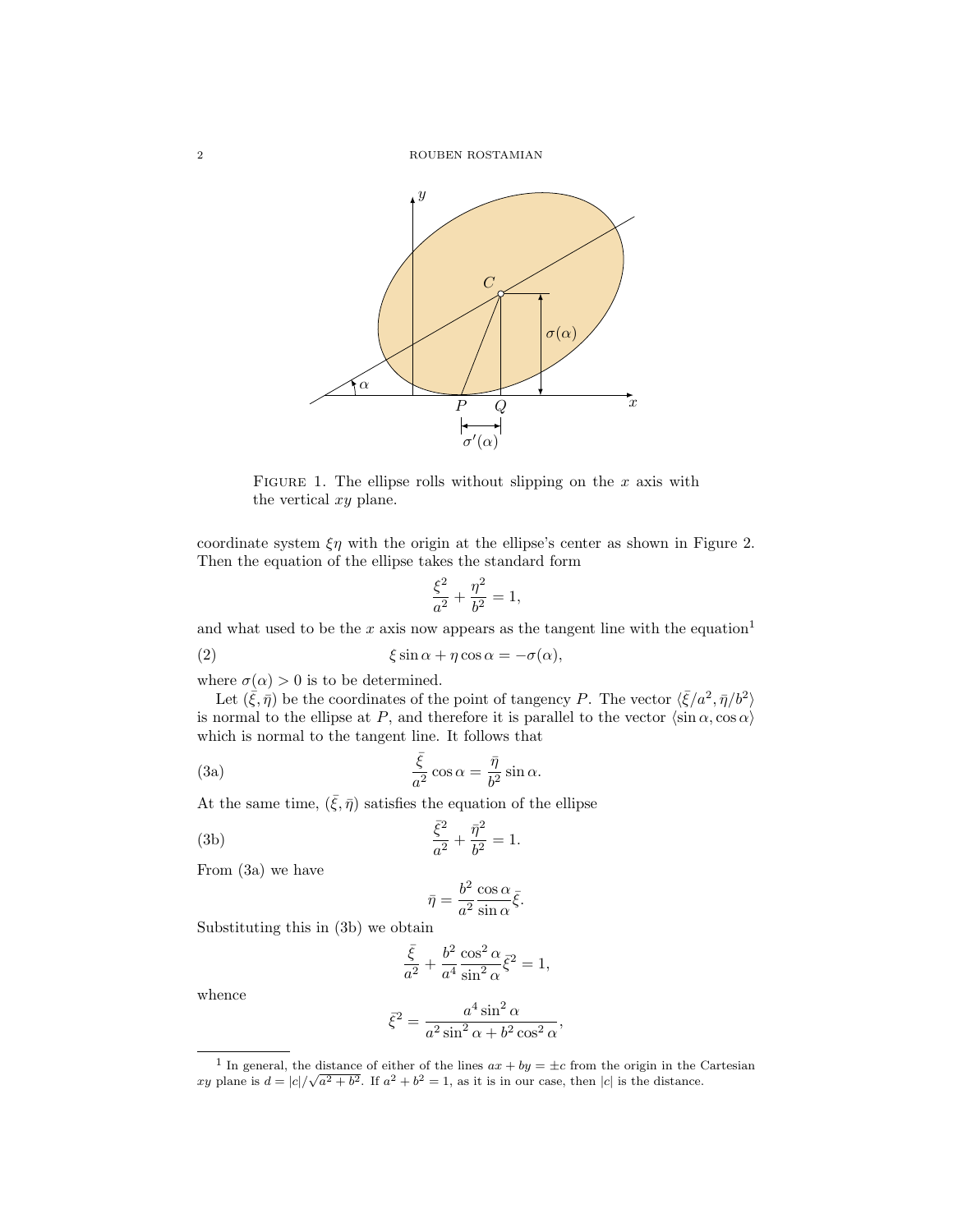FIGURE 1. The ellipse rolls without slipping on the $x$ axis with the vertical $xy$ plane.

coordinate system $\xi\eta$ with the origin at the ellipse's center as shown in Figure 2. Then the equation of the ellipse takes the standard form

$$\frac{\xi^2}{a^2} + \frac{\eta^2}{b^2} = 1,$$

and what used to be the $x$ axis now appears as the tangent line with the equation[1]

$$\xi \sin\alpha + \eta \cos\alpha = -\sigma(\alpha), \tag{2}$$

where $\sigma(\alpha) > 0$ is to be determined.

Let $(\bar{\xi}, \bar{\eta})$ be the coordinates of the point of tangency $P$. The vector $\langle \bar{\xi}/a^2, \bar{\eta}/b^2 \rangle$ is normal to the ellipse at $P$, and therefore it is parallel to the vector $\langle \sin\alpha, \cos\alpha \rangle$ which is normal to the tangent line. It follows that

$$\frac{\bar{\xi}}{a^2} \cos\alpha = \frac{\bar{\eta}}{b^2} \sin\alpha. \tag{3a}$$

At the same time, $(\bar{\xi}, \bar{\eta})$ satisfies the equation of the ellipse

$$\frac{\bar{\xi}^2}{a^2} + \frac{\bar{\eta}^2}{b^2} = 1. \tag{3b}$$

From (3a) we have

$$\bar{\eta} = \frac{b^2}{a^2} \frac{\cos\alpha}{\sin\alpha} \bar{\xi}.$$

Substituting this in (3b) we obtain

$$\frac{\bar{\xi}}{a^2} + \frac{b^2}{a^4} \frac{\cos^2\alpha}{\sin^2\alpha} \bar{\xi}^2 = 1,$$

whence

$$\bar{\xi}^2 = \frac{a^4 \sin^2\alpha}{a^2 \sin^2\alpha + b^2 \cos^2\alpha},$$

[1] In general, the distance of either of the lines $ax + by = \pm c$ from the origin in the Cartesian $xy$ plane is $d = |c|/\sqrt{a^2 + b^2}$. If $a^2 + b^2 = 1$, as it is in our case, then $|c|$ is the distance.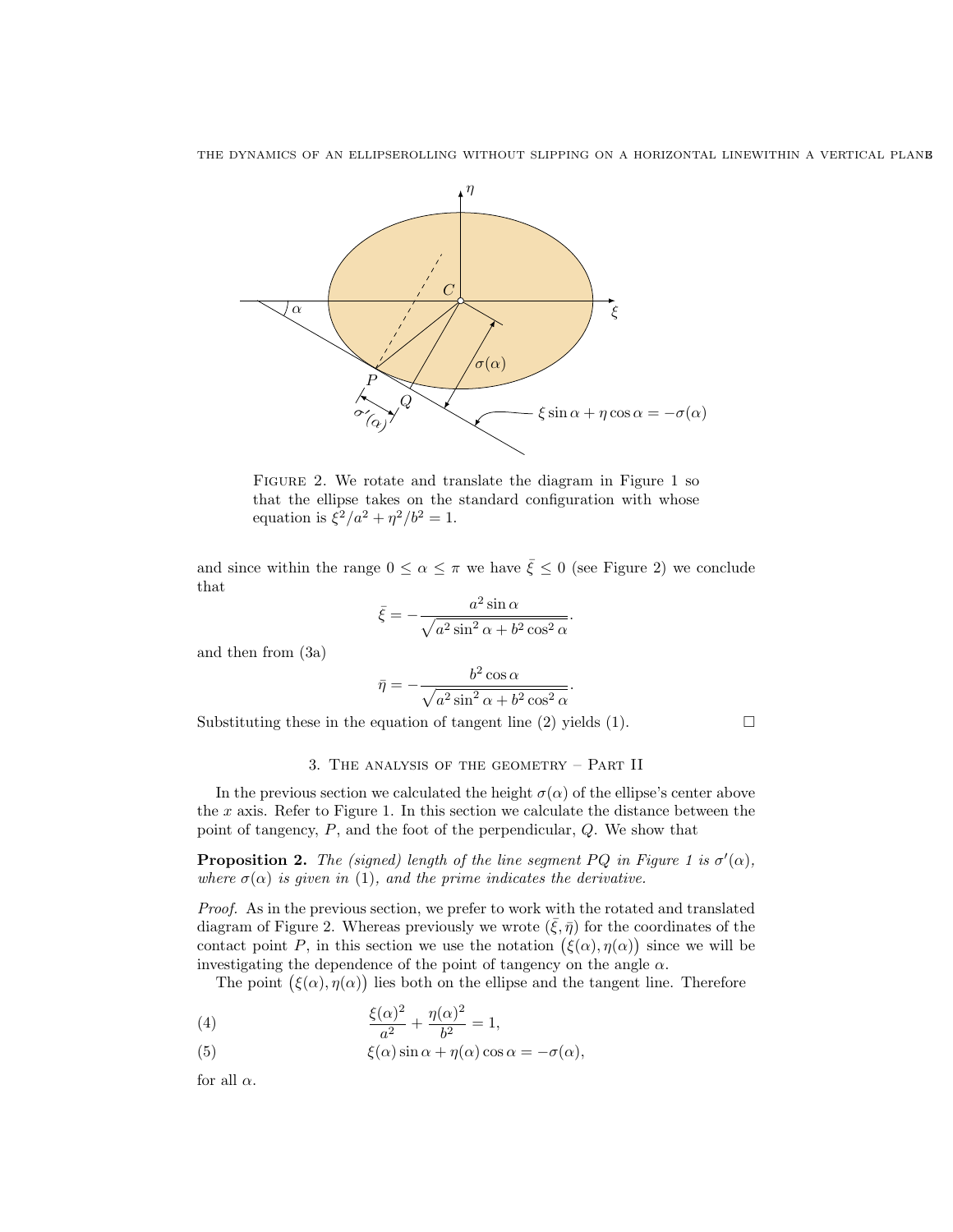FIGURE 2. We rotate and translate the diagram in Figure 1 so that the ellipse takes on the standard configuration with whose equation is $\xi^2/a^2 + \eta^2/b^2 = 1$.

and since within the range $0 \le \alpha \le \pi$ we have $\bar{\xi} \le 0$ (see Figure 2) we conclude that

$$\bar{\xi} = -\frac{a^2 \sin\alpha}{\sqrt{a^2 \sin^2\alpha + b^2 \cos^2\alpha}}.$$

and then from (3a)

$$\bar{\eta} = -\frac{b^2 \cos\alpha}{\sqrt{a^2 \sin^2\alpha + b^2 \cos^2\alpha}}.$$

Substituting these in the equation of tangent line (2) yields (1). □

## 3. The analysis of the geometry – Part II

In the previous section we calculated the height $\sigma(\alpha)$ of the ellipse's center above the $x$ axis. Refer to Figure 1. In this section we calculate the distance between the point of tangency, $P$, and the foot of the perpendicular, $Q$. We show that

**Proposition 2.** *The (signed) length of the line segment $PQ$ in Figure 1 is $\sigma'(\alpha)$, where $\sigma(\alpha)$ is given in* (1)*, and the prime indicates the derivative.*

*Proof.* As in the previous section, we prefer to work with the rotated and translated diagram of Figure 2. Whereas previously we wrote $(\bar{\xi}, \bar{\eta})$ for the coordinates of the contact point $P$, in this section we use the notation $\big(\xi(\alpha), \eta(\alpha)\big)$ since we will be investigating the dependence of the point of tangency on the angle $\alpha$.

The point $\big(\xi(\alpha), \eta(\alpha)\big)$ lies both on the ellipse and the tangent line. Therefore

$$\frac{\xi(\alpha)^2}{a^2} + \frac{\eta(\alpha)^2}{b^2} = 1, \tag{4}$$

$$\xi(\alpha)\sin\alpha + \eta(\alpha)\cos\alpha = -\sigma(\alpha), \tag{5}$$

for all $\alpha$.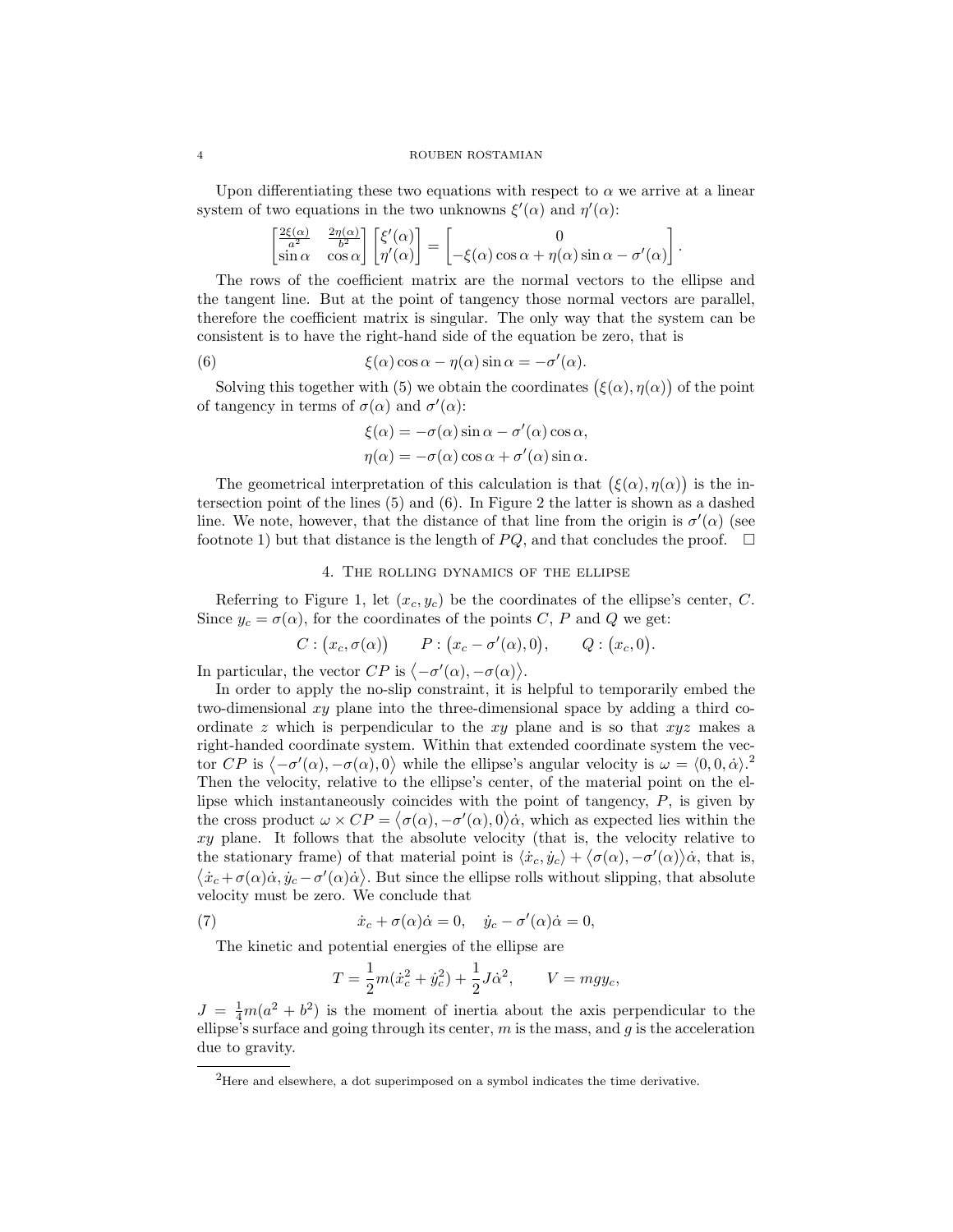Upon differentiating these two equations with respect to $\alpha$ we arrive at a linear system of two equations in the two unknowns $\xi'(\alpha)$ and $\eta'(\alpha)$:

$$\begin{bmatrix} \frac{2\xi(\alpha)}{a^2} & \frac{2\eta(\alpha)}{b^2} \\ \sin\alpha & \cos\alpha \end{bmatrix} \begin{bmatrix} \xi'(\alpha) \\ \eta'(\alpha) \end{bmatrix} = \begin{bmatrix} 0 \\ -\xi(\alpha)\cos\alpha + \eta(\alpha)\sin\alpha - \sigma'(\alpha) \end{bmatrix}.$$

The rows of the coefficient matrix are the normal vectors to the ellipse and the tangent line. But at the point of tangency those normal vectors are parallel, therefore the coefficient matrix is singular. The only way that the system can be consistent is to have the right-hand side of the equation be zero, that is

$$\xi(\alpha)\cos\alpha - \eta(\alpha)\sin\alpha = -\sigma'(\alpha). \tag{6}$$

Solving this together with (5) we obtain the coordinates $\big(\xi(\alpha), \eta(\alpha)\big)$ of the point of tangency in terms of $\sigma(\alpha)$ and $\sigma'(\alpha)$:

$$\xi(\alpha) = -\sigma(\alpha)\sin\alpha - \sigma'(\alpha)\cos\alpha,$$
$$\eta(\alpha) = -\sigma(\alpha)\cos\alpha + \sigma'(\alpha)\sin\alpha.$$

The geometrical interpretation of this calculation is that $\big(\xi(\alpha), \eta(\alpha)\big)$ is the intersection point of the lines (5) and (6). In Figure 2 the latter is shown as a dashed line. We note, however, that the distance of that line from the origin is $\sigma'(\alpha)$ (see footnote 1) but that distance is the length of $PQ$, and that concludes the proof. $\square$

## 4. The rolling dynamics of the ellipse

Referring to Figure 1, let $(x_c, y_c)$ be the coordinates of the ellipse's center, $C$. Since $y_c = \sigma(\alpha)$, for the coordinates of the points $C$, $P$ and $Q$ we get:

$$C: \big(x_c, \sigma(\alpha)\big) \qquad P: \big(x_c - \sigma'(\alpha), 0\big), \qquad Q: \big(x_c, 0\big).$$

In particular, the vector $CP$ is $\big\langle -\sigma'(\alpha), -\sigma(\alpha)\big\rangle$.

In order to apply the no-slip constraint, it is helpful to temporarily embed the two-dimensional $xy$ plane into the three-dimensional space by adding a third coordinate $z$ which is perpendicular to the $xy$ plane and is so that $xyz$ makes a right-handed coordinate system. Within that extended coordinate system the vector $CP$ is $\big\langle -\sigma'(\alpha), -\sigma(\alpha), 0\big\rangle$ while the ellipse's angular velocity is $\omega = \langle 0, 0, \dot\alpha\rangle$.[2] Then the velocity, relative to the ellipse's center, of the material point on the ellipse which instantaneously coincides with the point of tangency, $P$, is given by the cross product $\omega \times CP = \big\langle \sigma(\alpha), -\sigma'(\alpha), 0\big\rangle\dot\alpha$, which as expected lies within the $xy$ plane. It follows that the absolute velocity (that is, the velocity relative to the stationary frame) of that material point is $\langle \dot x_c, \dot y_c\rangle + \big\langle \sigma(\alpha), -\sigma'(\alpha)\big\rangle\dot\alpha$, that is, $\big\langle \dot x_c + \sigma(\alpha)\dot\alpha, \dot y_c - \sigma'(\alpha)\dot\alpha\big\rangle$. But since the ellipse rolls without slipping, that absolute velocity must be zero. We conclude that

$$\dot x_c + \sigma(\alpha)\dot\alpha = 0, \quad \dot y_c - \sigma'(\alpha)\dot\alpha = 0, \tag{7}$$

The kinetic and potential energies of the ellipse are

$$T = \frac{1}{2}m(\dot x_c^2 + \dot y_c^2) + \frac{1}{2}J\dot\alpha^2, \qquad V = mgy_c,$$

$J = \frac{1}{4}m(a^2 + b^2)$ is the moment of inertia about the axis perpendicular to the ellipse's surface and going through its center, $m$ is the mass, and $g$ is the acceleration due to gravity.

---

[2] Here and elsewhere, a dot superimposed on a symbol indicates the time derivative.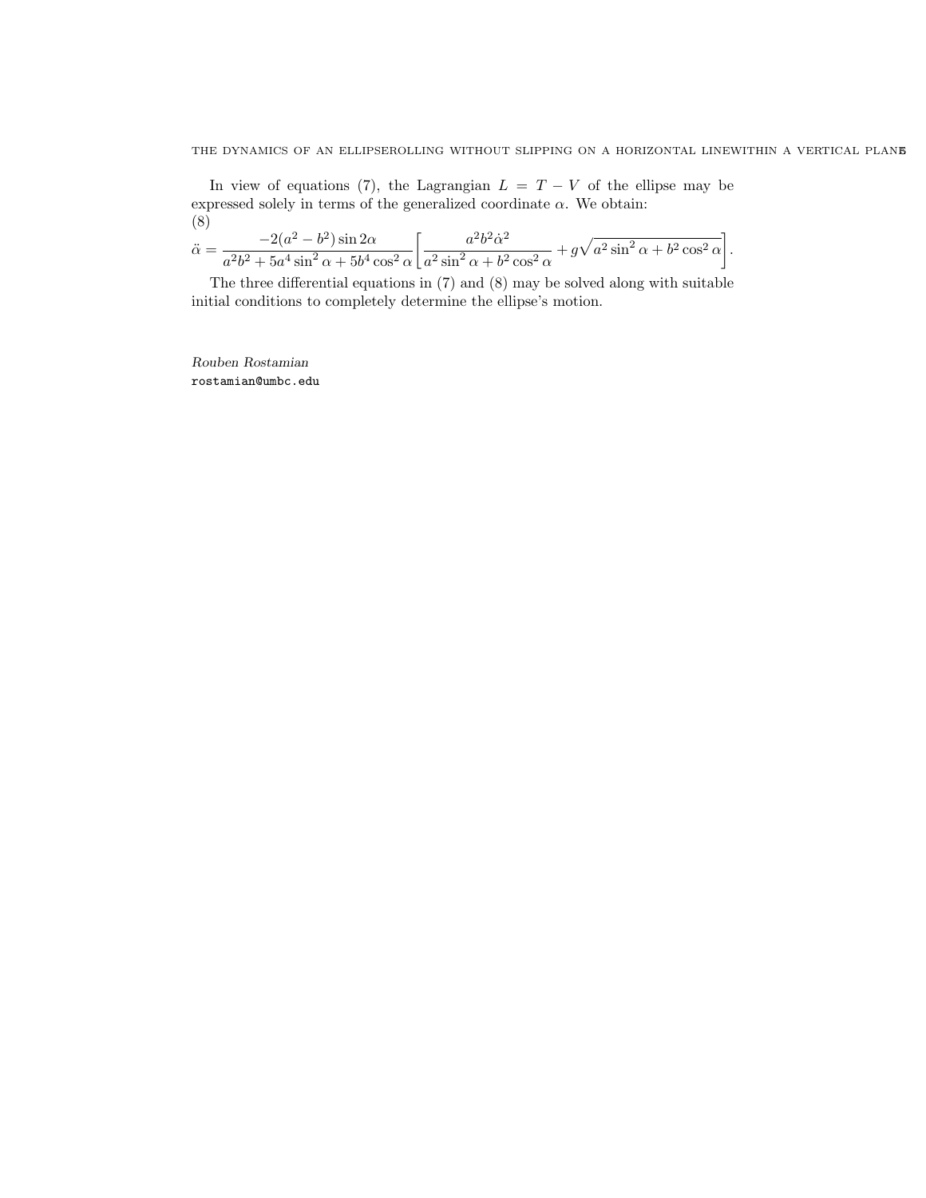In view of equations (7), the Lagrangian $L = T - V$ of the ellipse may be expressed solely in terms of the generalized coordinate $\alpha$. We obtain:

(8)

$$\ddot{\alpha} = \frac{-2(a^2 - b^2)\sin 2\alpha}{a^2b^2 + 5a^4\sin^2\alpha + 5b^4\cos^2\alpha}\left[\frac{a^2b^2\dot{\alpha}^2}{a^2\sin^2\alpha + b^2\cos^2\alpha} + g\sqrt{a^2\sin^2\alpha + b^2\cos^2\alpha}\right].$$

The three differential equations in (7) and (8) may be solved along with suitable initial conditions to completely determine the ellipse's motion.

*Rouben Rostamian*
rostamian@umbc.edu